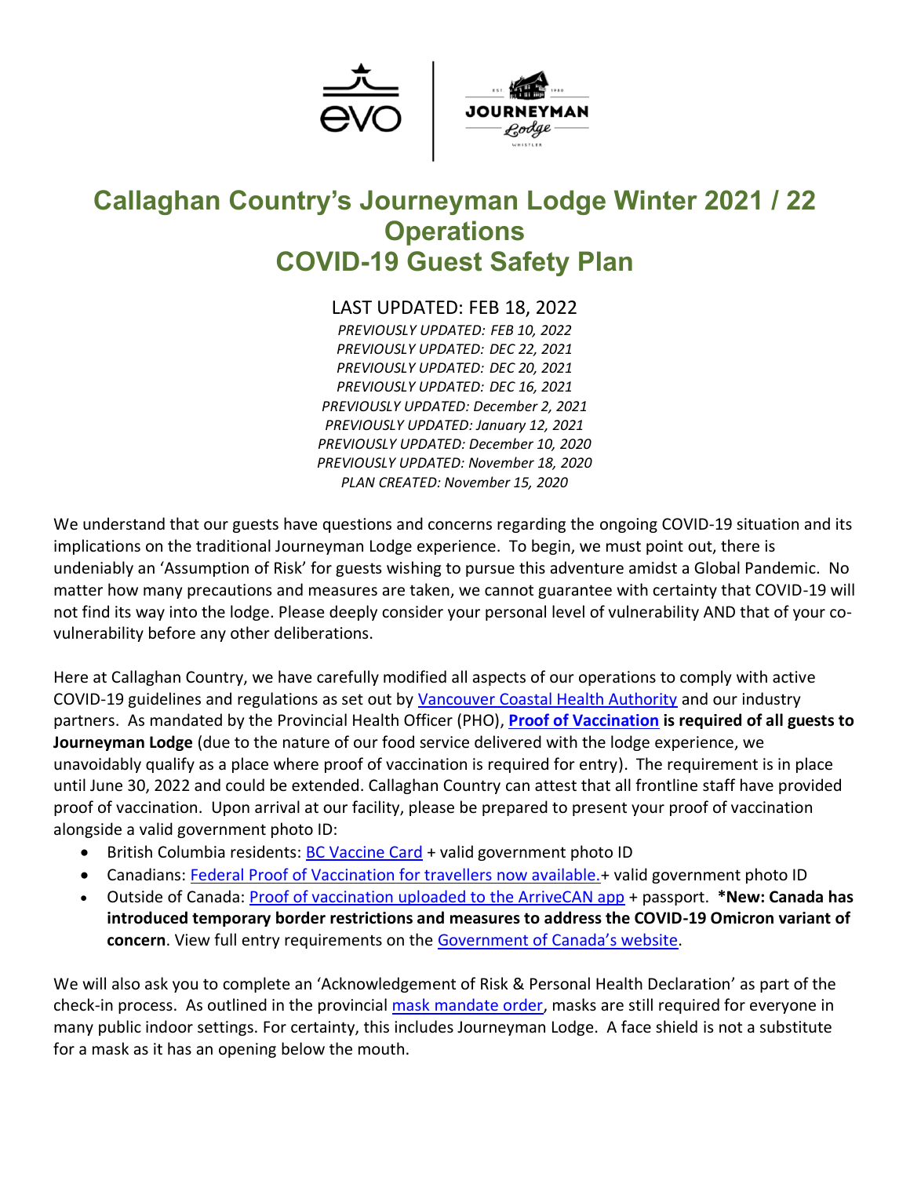# Callaghan Country's Journeyman Lodge Winter 2021 / 22 Operations COVID-19 Guest Safety Plan

LAST UPDATED: FEB 18, 2022

*PREVIOUSLY UPDATED: FEB 10, 2022*
*PREVIOUSLY UPDATED: DEC 22, 2021*
*PREVIOUSLY UPDATED: DEC 20, 2021*
*PREVIOUSLY UPDATED: DEC 16, 2021*
*PREVIOUSLY UPDATED: December 2, 2021*
*PREVIOUSLY UPDATED: January 12, 2021*
*PREVIOUSLY UPDATED: December 10, 2020*
*PREVIOUSLY UPDATED: November 18, 2020*
*PLAN CREATED: November 15, 2020*

We understand that our guests have questions and concerns regarding the ongoing COVID-19 situation and its implications on the traditional Journeyman Lodge experience. To begin, we must point out, there is undeniably an 'Assumption of Risk' for guests wishing to pursue this adventure amidst a Global Pandemic. No matter how many precautions and measures are taken, we cannot guarantee with certainty that COVID-19 will not find its way into the lodge. Please deeply consider your personal level of vulnerability AND that of your co-vulnerability before any other deliberations.

Here at Callaghan Country, we have carefully modified all aspects of our operations to comply with active COVID-19 guidelines and regulations as set out by Vancouver Coastal Health Authority and our industry partners. As mandated by the Provincial Health Officer (PHO), **Proof of Vaccination is required of all guests to Journeyman Lodge** (due to the nature of our food service delivered with the lodge experience, we unavoidably qualify as a place where proof of vaccination is required for entry). The requirement is in place until June 30, 2022 and could be extended. Callaghan Country can attest that all frontline staff have provided proof of vaccination. Upon arrival at our facility, please be prepared to present your proof of vaccination alongside a valid government photo ID:

- British Columbia residents: BC Vaccine Card + valid government photo ID
- Canadians: Federal Proof of Vaccination for travellers now available.+ valid government photo ID
- Outside of Canada: Proof of vaccination uploaded to the ArriveCAN app + passport. ***New: Canada has introduced temporary border restrictions and measures to address the COVID-19 Omicron variant of concern**. View full entry requirements on the Government of Canada's website.

We will also ask you to complete an 'Acknowledgement of Risk & Personal Health Declaration' as part of the check-in process. As outlined in the provincial mask mandate order, masks are still required for everyone in many public indoor settings. For certainty, this includes Journeyman Lodge. A face shield is not a substitute for a mask as it has an opening below the mouth.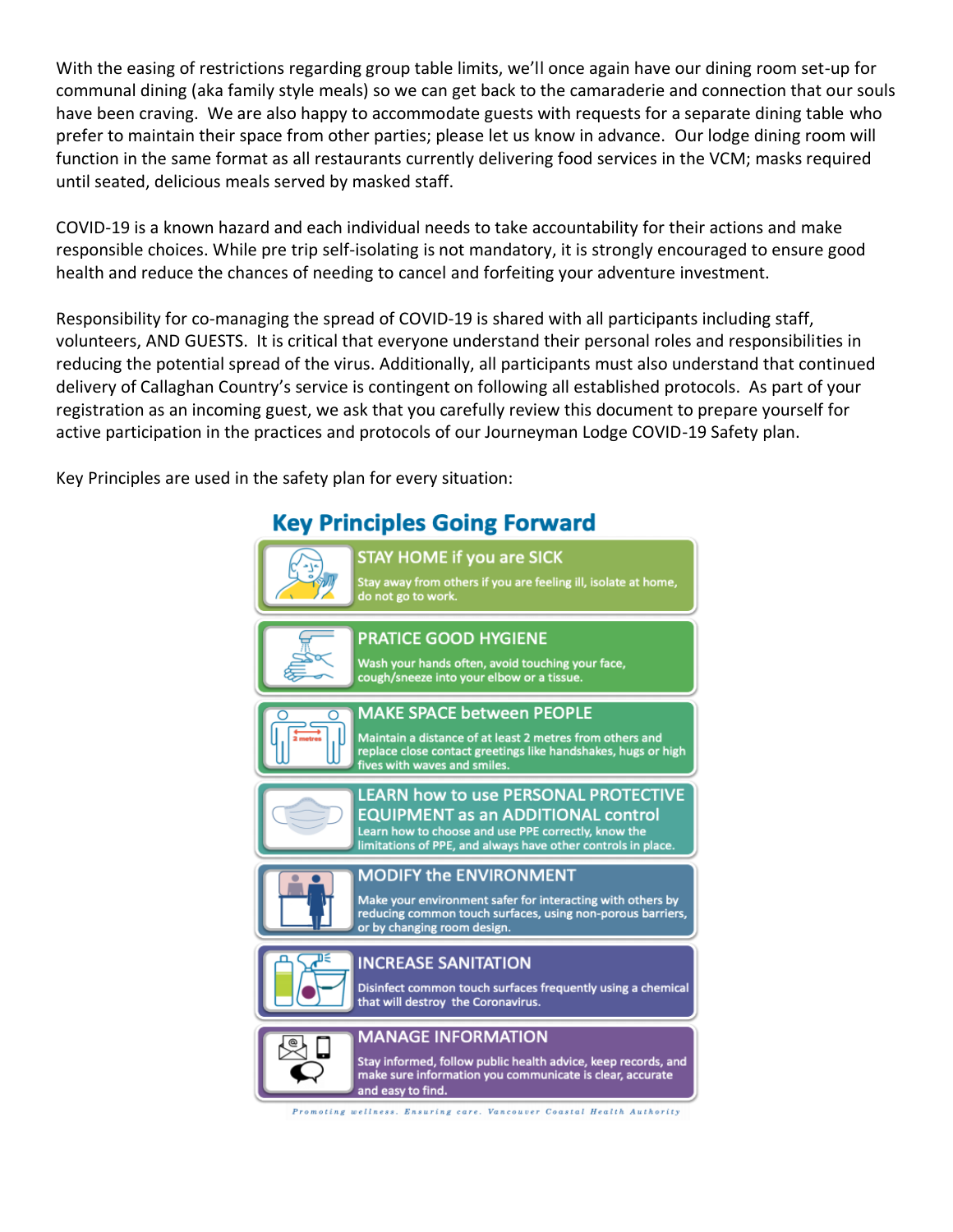With the easing of restrictions regarding group table limits, we'll once again have our dining room set-up for communal dining (aka family style meals) so we can get back to the camaraderie and connection that our souls have been craving. We are also happy to accommodate guests with requests for a separate dining table who prefer to maintain their space from other parties; please let us know in advance. Our lodge dining room will function in the same format as all restaurants currently delivering food services in the VCM; masks required until seated, delicious meals served by masked staff.

COVID-19 is a known hazard and each individual needs to take accountability for their actions and make responsible choices. While pre trip self-isolating is not mandatory, it is strongly encouraged to ensure good health and reduce the chances of needing to cancel and forfeiting your adventure investment.

Responsibility for co-managing the spread of COVID-19 is shared with all participants including staff, volunteers, AND GUESTS. It is critical that everyone understand their personal roles and responsibilities in reducing the potential spread of the virus. Additionally, all participants must also understand that continued delivery of Callaghan Country's service is contingent on following all established protocols. As part of your registration as an incoming guest, we ask that you carefully review this document to prepare yourself for active participation in the practices and protocols of our Journeyman Lodge COVID-19 Safety plan.

Key Principles are used in the safety plan for every situation:

## Key Principles Going Forward

**STAY HOME if you are SICK**
Stay away from others if you are feeling ill, isolate at home, do not go to work.

**PRATICE GOOD HYGIENE**
Wash your hands often, avoid touching your face, cough/sneeze into your elbow or a tissue.

**MAKE SPACE between PEOPLE**
Maintain a distance of at least 2 metres from others and replace close contact greetings like handshakes, hugs or high fives with waves and smiles.

**LEARN how to use PERSONAL PROTECTIVE EQUIPMENT as an ADDITIONAL control**
Learn how to choose and use PPE correctly, know the limitations of PPE, and always have other controls in place.

**MODIFY the ENVIRONMENT**
Make your environment safer for interacting with others by reducing common touch surfaces, using non-porous barriers, or by changing room design.

**INCREASE SANITATION**
Disinfect common touch surfaces frequently using a chemical that will destroy the Coronavirus.

**MANAGE INFORMATION**
Stay informed, follow public health advice, keep records, and make sure information you communicate is clear, accurate and easy to find.

*Promoting wellness. Ensuring care. Vancouver Coastal Health Authority*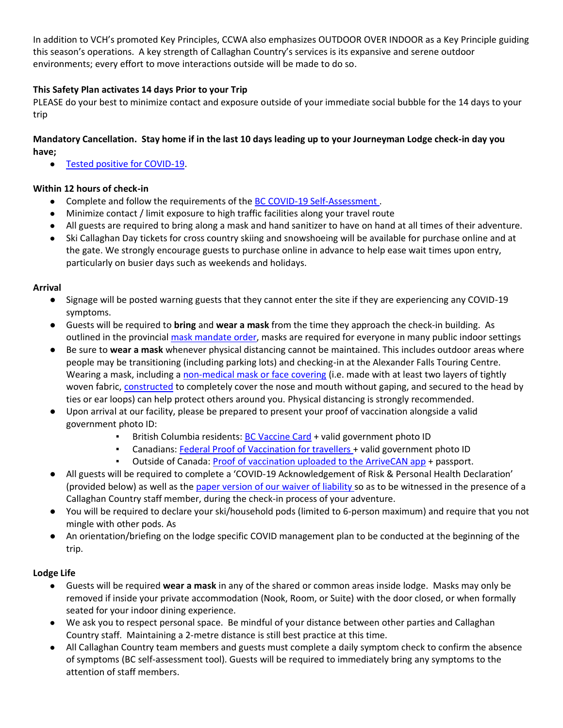In addition to VCH's promoted Key Principles, CCWA also emphasizes OUTDOOR OVER INDOOR as a Key Principle guiding this season's operations. A key strength of Callaghan Country's services is its expansive and serene outdoor environments; every effort to move interactions outside will be made to do so.

**This Safety Plan activates 14 days Prior to your Trip**

PLEASE do your best to minimize contact and exposure outside of your immediate social bubble for the 14 days to your trip

**Mandatory Cancellation. Stay home if in the last 10 days leading up to your Journeyman Lodge check-in day you have;**

- Tested positive for COVID-19.

**Within 12 hours of check-in**

- Complete and follow the requirements of the BC COVID-19 Self-Assessment .
- Minimize contact / limit exposure to high traffic facilities along your travel route
- All guests are required to bring along a mask and hand sanitizer to have on hand at all times of their adventure.
- Ski Callaghan Day tickets for cross country skiing and snowshoeing will be available for purchase online and at the gate. We strongly encourage guests to purchase online in advance to help ease wait times upon entry, particularly on busier days such as weekends and holidays.

**Arrival**

- Signage will be posted warning guests that they cannot enter the site if they are experiencing any COVID-19 symptoms.
- Guests will be required to **bring** and **wear a mask** from the time they approach the check-in building. As outlined in the provincial mask mandate order, masks are required for everyone in many public indoor settings
- Be sure to **wear a mask** whenever physical distancing cannot be maintained. This includes outdoor areas where people may be transitioning (including parking lots) and checking-in at the Alexander Falls Touring Centre. Wearing a mask, including a non-medical mask or face covering (i.e. made with at least two layers of tightly woven fabric, constructed to completely cover the nose and mouth without gaping, and secured to the head by ties or ear loops) can help protect others around you. Physical distancing is strongly recommended.
- Upon arrival at our facility, please be prepared to present your proof of vaccination alongside a valid government photo ID:
  - British Columbia residents: BC Vaccine Card + valid government photo ID
  - Canadians: Federal Proof of Vaccination for travellers + valid government photo ID
  - Outside of Canada: Proof of vaccination uploaded to the ArriveCAN app + passport.
- All guests will be required to complete a 'COVID-19 Acknowledgement of Risk & Personal Health Declaration' (provided below) as well as the paper version of our waiver of liability so as to be witnessed in the presence of a Callaghan Country staff member, during the check-in process of your adventure.
- You will be required to declare your ski/household pods (limited to 6-person maximum) and require that you not mingle with other pods. As
- An orientation/briefing on the lodge specific COVID management plan to be conducted at the beginning of the trip.

**Lodge Life**

- Guests will be required **wear a mask** in any of the shared or common areas inside lodge. Masks may only be removed if inside your private accommodation (Nook, Room, or Suite) with the door closed, or when formally seated for your indoor dining experience.
- We ask you to respect personal space. Be mindful of your distance between other parties and Callaghan Country staff. Maintaining a 2-metre distance is still best practice at this time.
- All Callaghan Country team members and guests must complete a daily symptom check to confirm the absence of symptoms (BC self-assessment tool). Guests will be required to immediately bring any symptoms to the attention of staff members.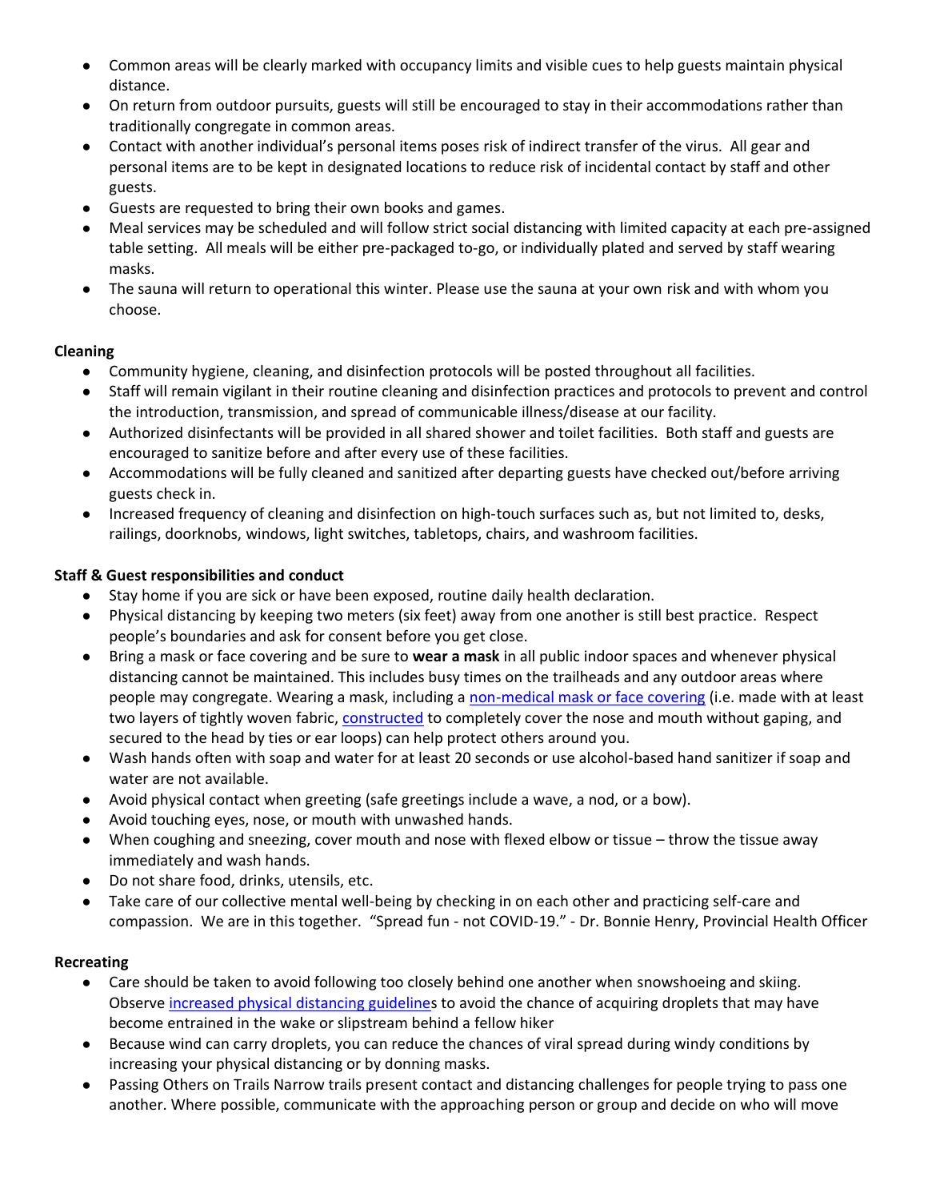- Common areas will be clearly marked with occupancy limits and visible cues to help guests maintain physical distance.
- On return from outdoor pursuits, guests will still be encouraged to stay in their accommodations rather than traditionally congregate in common areas.
- Contact with another individual's personal items poses risk of indirect transfer of the virus. All gear and personal items are to be kept in designated locations to reduce risk of incidental contact by staff and other guests.
- Guests are requested to bring their own books and games.
- Meal services may be scheduled and will follow strict social distancing with limited capacity at each pre-assigned table setting. All meals will be either pre-packaged to-go, or individually plated and served by staff wearing masks.
- The sauna will return to operational this winter. Please use the sauna at your own risk and with whom you choose.

**Cleaning**

- Community hygiene, cleaning, and disinfection protocols will be posted throughout all facilities.
- Staff will remain vigilant in their routine cleaning and disinfection practices and protocols to prevent and control the introduction, transmission, and spread of communicable illness/disease at our facility.
- Authorized disinfectants will be provided in all shared shower and toilet facilities. Both staff and guests are encouraged to sanitize before and after every use of these facilities.
- Accommodations will be fully cleaned and sanitized after departing guests have checked out/before arriving guests check in.
- Increased frequency of cleaning and disinfection on high-touch surfaces such as, but not limited to, desks, railings, doorknobs, windows, light switches, tabletops, chairs, and washroom facilities.

**Staff & Guest responsibilities and conduct**

- Stay home if you are sick or have been exposed, routine daily health declaration.
- Physical distancing by keeping two meters (six feet) away from one another is still best practice. Respect people's boundaries and ask for consent before you get close.
- Bring a mask or face covering and be sure to **wear a mask** in all public indoor spaces and whenever physical distancing cannot be maintained. This includes busy times on the trailheads and any outdoor areas where people may congregate. Wearing a mask, including a non-medical mask or face covering (i.e. made with at least two layers of tightly woven fabric, constructed to completely cover the nose and mouth without gaping, and secured to the head by ties or ear loops) can help protect others around you.
- Wash hands often with soap and water for at least 20 seconds or use alcohol-based hand sanitizer if soap and water are not available.
- Avoid physical contact when greeting (safe greetings include a wave, a nod, or a bow).
- Avoid touching eyes, nose, or mouth with unwashed hands.
- When coughing and sneezing, cover mouth and nose with flexed elbow or tissue – throw the tissue away immediately and wash hands.
- Do not share food, drinks, utensils, etc.
- Take care of our collective mental well-being by checking in on each other and practicing self-care and compassion. We are in this together. "Spread fun - not COVID-19." - Dr. Bonnie Henry, Provincial Health Officer

**Recreating**

- Care should be taken to avoid following too closely behind one another when snowshoeing and skiing. Observe increased physical distancing guidelines to avoid the chance of acquiring droplets that may have become entrained in the wake or slipstream behind a fellow hiker
- Because wind can carry droplets, you can reduce the chances of viral spread during windy conditions by increasing your physical distancing or by donning masks.
- Passing Others on Trails Narrow trails present contact and distancing challenges for people trying to pass one another. Where possible, communicate with the approaching person or group and decide on who will move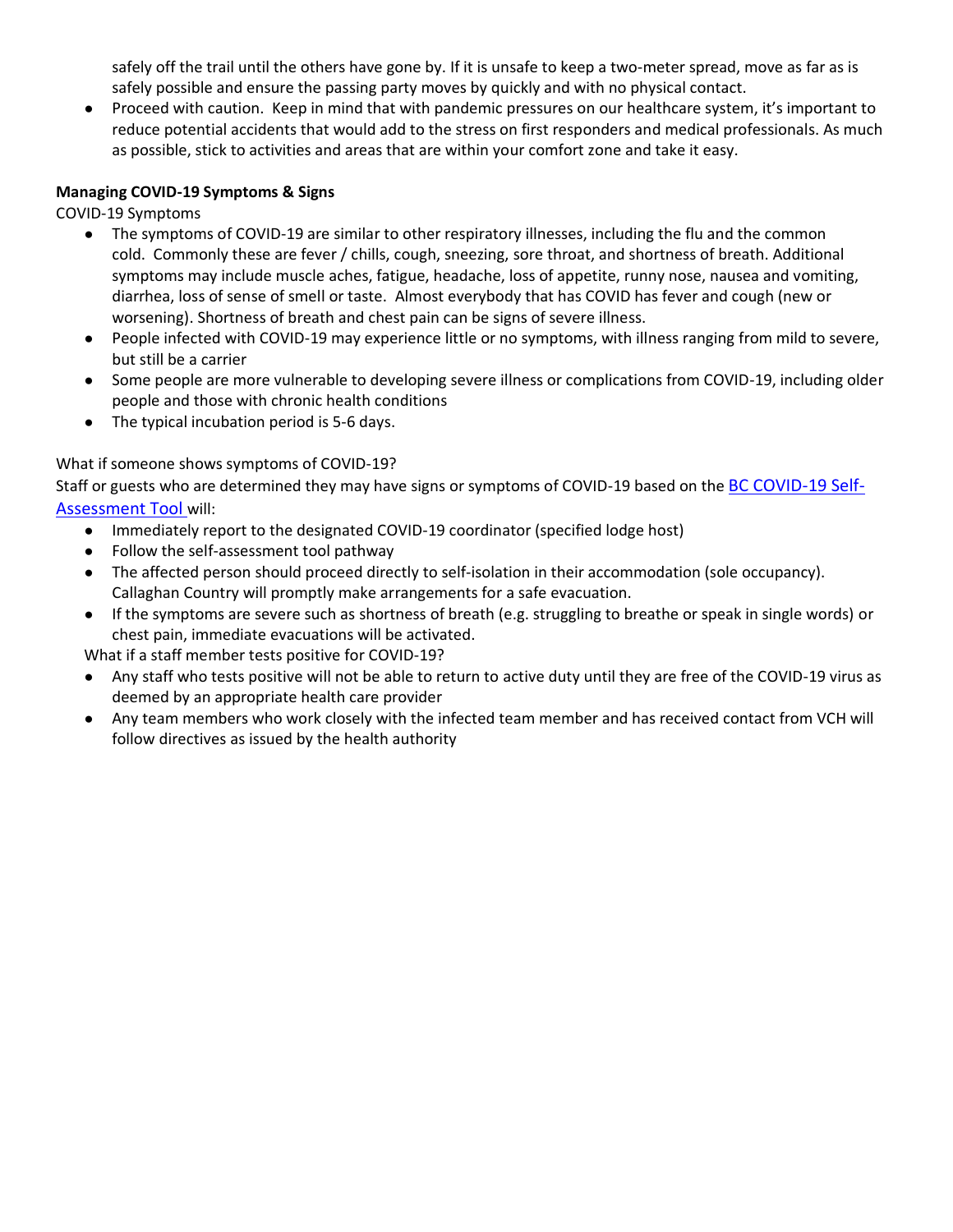safely off the trail until the others have gone by. If it is unsafe to keep a two-meter spread, move as far as is safely possible and ensure the passing party moves by quickly and with no physical contact.

- Proceed with caution. Keep in mind that with pandemic pressures on our healthcare system, it's important to reduce potential accidents that would add to the stress on first responders and medical professionals. As much as possible, stick to activities and areas that are within your comfort zone and take it easy.

**Managing COVID-19 Symptoms & Signs**

COVID-19 Symptoms

- The symptoms of COVID-19 are similar to other respiratory illnesses, including the flu and the common cold. Commonly these are fever / chills, cough, sneezing, sore throat, and shortness of breath. Additional symptoms may include muscle aches, fatigue, headache, loss of appetite, runny nose, nausea and vomiting, diarrhea, loss of sense of smell or taste. Almost everybody that has COVID has fever and cough (new or worsening). Shortness of breath and chest pain can be signs of severe illness.
- People infected with COVID-19 may experience little or no symptoms, with illness ranging from mild to severe, but still be a carrier
- Some people are more vulnerable to developing severe illness or complications from COVID-19, including older people and those with chronic health conditions
- The typical incubation period is 5-6 days.

What if someone shows symptoms of COVID-19?

Staff or guests who are determined they may have signs or symptoms of COVID-19 based on the [BC COVID-19 Self-Assessment Tool](https://bc.thrive.health/) will:

- Immediately report to the designated COVID-19 coordinator (specified lodge host)
- Follow the self-assessment tool pathway
- The affected person should proceed directly to self-isolation in their accommodation (sole occupancy). Callaghan Country will promptly make arrangements for a safe evacuation.
- If the symptoms are severe such as shortness of breath (e.g. struggling to breathe or speak in single words) or chest pain, immediate evacuations will be activated.

What if a staff member tests positive for COVID-19?

- Any staff who tests positive will not be able to return to active duty until they are free of the COVID-19 virus as deemed by an appropriate health care provider
- Any team members who work closely with the infected team member and has received contact from VCH will follow directives as issued by the health authority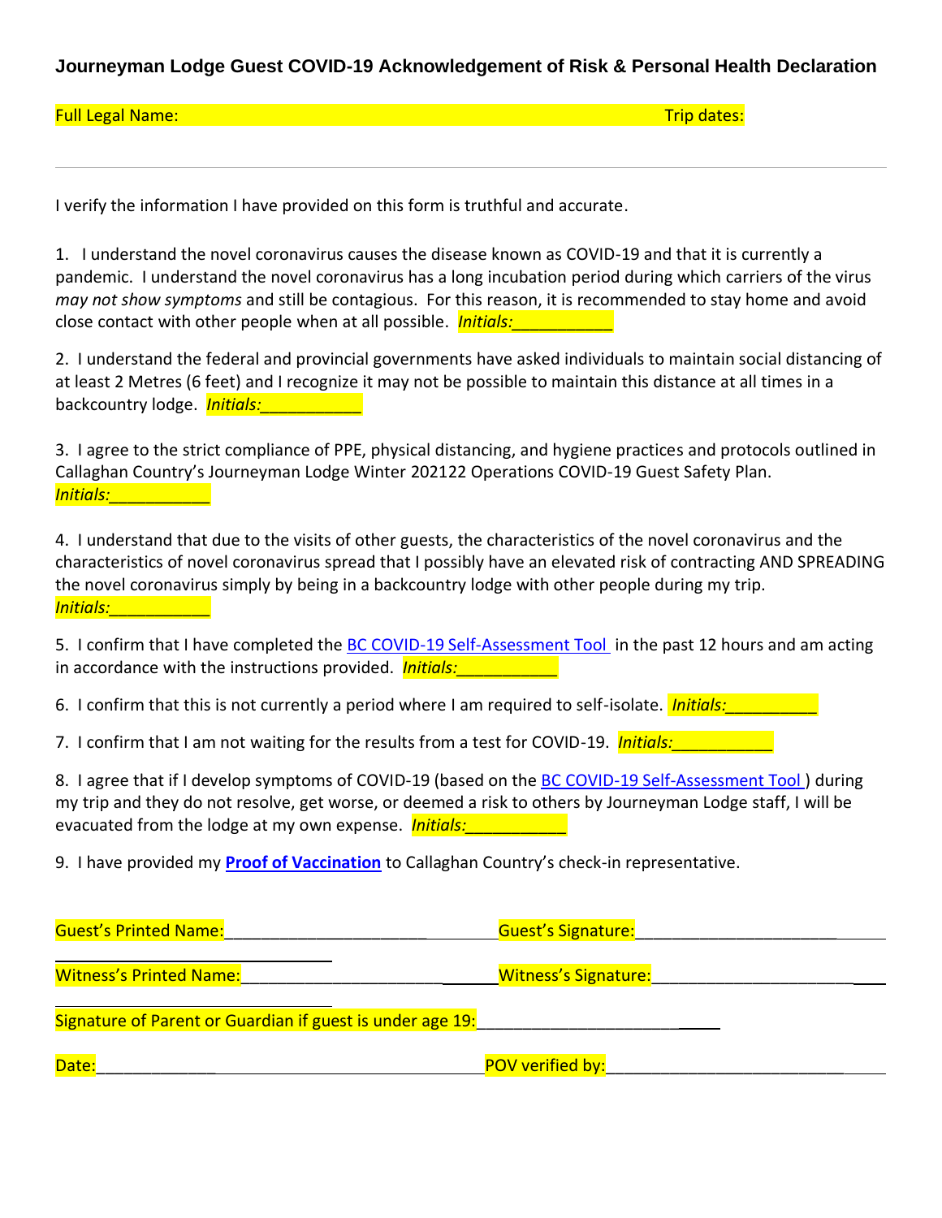**Journeyman Lodge Guest COVID-19 Acknowledgement of Risk & Personal Health Declaration**

Full Legal Name: Trip dates:

---

I verify the information I have provided on this form is truthful and accurate.

1. I understand the novel coronavirus causes the disease known as COVID-19 and that it is currently a pandemic. I understand the novel coronavirus has a long incubation period during which carriers of the virus *may not show symptoms* and still be contagious. For this reason, it is recommended to stay home and avoid close contact with other people when at all possible. *Initials:*___________

2. I understand the federal and provincial governments have asked individuals to maintain social distancing of at least 2 Metres (6 feet) and I recognize it may not be possible to maintain this distance at all times in a backcountry lodge. *Initials:*___________

3. I agree to the strict compliance of PPE, physical distancing, and hygiene practices and protocols outlined in Callaghan Country's Journeyman Lodge Winter 202122 Operations COVID-19 Guest Safety Plan. *Initials:*___________

4. I understand that due to the visits of other guests, the characteristics of the novel coronavirus and the characteristics of novel coronavirus spread that I possibly have an elevated risk of contracting AND SPREADING the novel coronavirus simply by being in a backcountry lodge with other people during my trip. *Initials:*___________

5. I confirm that I have completed the BC COVID-19 Self-Assessment Tool in the past 12 hours and am acting in accordance with the instructions provided. *Initials:*___________

6. I confirm that this is not currently a period where I am required to self-isolate. *Initials:*__________

7. I confirm that I am not waiting for the results from a test for COVID-19. *Initials:*___________

8. I agree that if I develop symptoms of COVID-19 (based on the BC COVID-19 Self-Assessment Tool) during my trip and they do not resolve, get worse, or deemed a risk to others by Journeyman Lodge staff, I will be evacuated from the lodge at my own expense. *Initials:*___________

9. I have provided my **Proof of Vaccination** to Callaghan Country's check-in representative.

Guest's Printed Name:______________________________ Guest's Signature:______________________________

Witness's Printed Name:______________________________ Witness's Signature:______________________________

Signature of Parent or Guardian if guest is under age 19:______________________________

Date:______________________________ POV verified by:______________________________